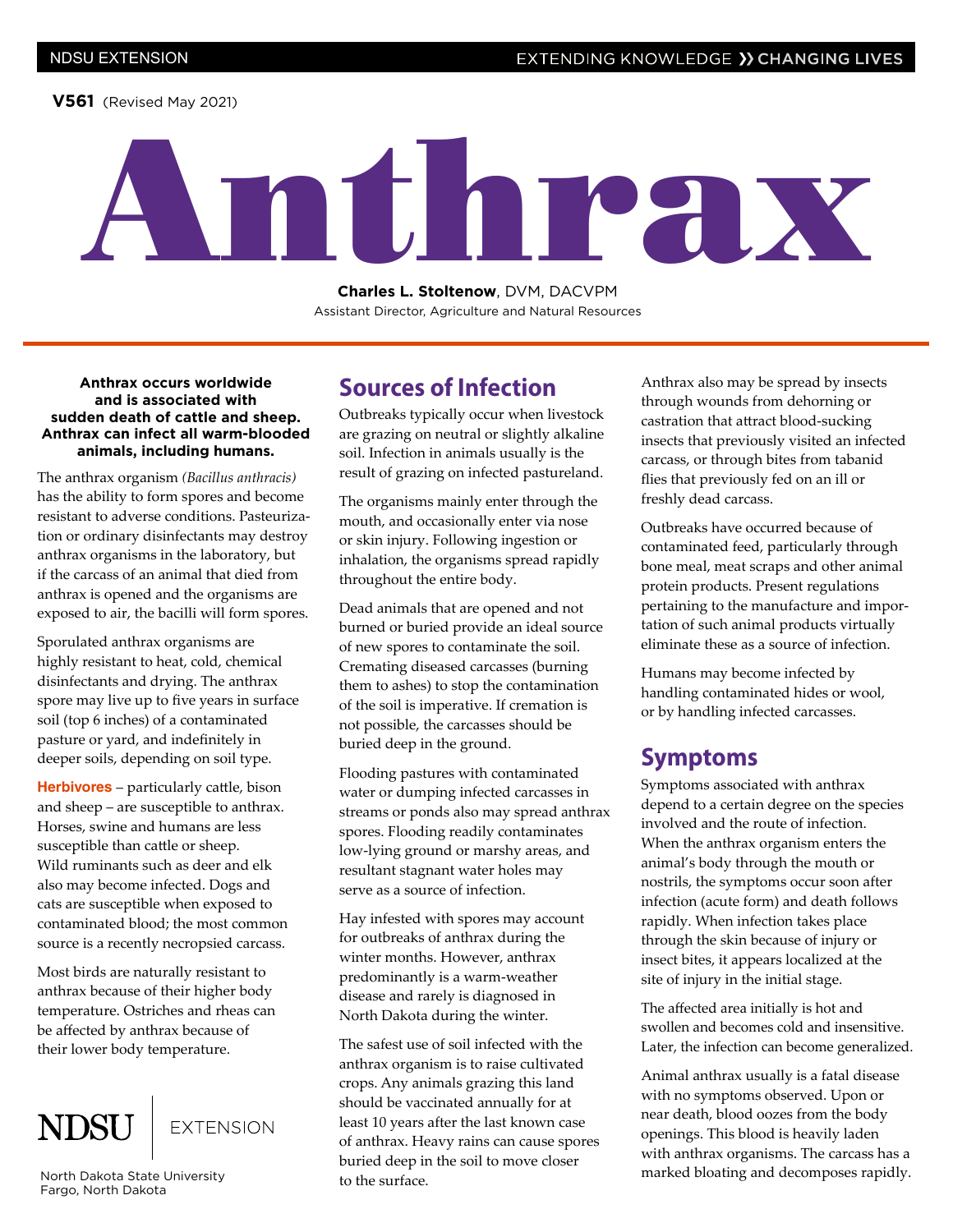V561 (Revised May 2021)

# Anthrax

**Charles L. Stoltenow**, DVM, DACVPM
Assistant Director, Agriculture and Natural Resources

**Anthrax occurs worldwide and is associated with sudden death of cattle and sheep. Anthrax can infect all warm-blooded animals, including humans.**

The anthrax organism *(Bacillus anthracis)* has the ability to form spores and become resistant to adverse conditions. Pasteurization or ordinary disinfectants may destroy anthrax organisms in the laboratory, but if the carcass of an animal that died from anthrax is opened and the organisms are exposed to air, the bacilli will form spores.

Sporulated anthrax organisms are highly resistant to heat, cold, chemical disinfectants and drying. The anthrax spore may live up to five years in surface soil (top 6 inches) of a contaminated pasture or yard, and indefinitely in deeper soils, depending on soil type.

**Herbivores** – particularly cattle, bison and sheep – are susceptible to anthrax. Horses, swine and humans are less susceptible than cattle or sheep. Wild ruminants such as deer and elk also may become infected. Dogs and cats are susceptible when exposed to contaminated blood; the most common source is a recently necropsied carcass.

Most birds are naturally resistant to anthrax because of their higher body temperature. Ostriches and rheas can be affected by anthrax because of their lower body temperature.

NDSU EXTENSION

North Dakota State University
Fargo, North Dakota

## Sources of Infection

Outbreaks typically occur when livestock are grazing on neutral or slightly alkaline soil. Infection in animals usually is the result of grazing on infected pastureland.

The organisms mainly enter through the mouth, and occasionally enter via nose or skin injury. Following ingestion or inhalation, the organisms spread rapidly throughout the entire body.

Dead animals that are opened and not burned or buried provide an ideal source of new spores to contaminate the soil. Cremating diseased carcasses (burning them to ashes) to stop the contamination of the soil is imperative. If cremation is not possible, the carcasses should be buried deep in the ground.

Flooding pastures with contaminated water or dumping infected carcasses in streams or ponds also may spread anthrax spores. Flooding readily contaminates low-lying ground or marshy areas, and resultant stagnant water holes may serve as a source of infection.

Hay infested with spores may account for outbreaks of anthrax during the winter months. However, anthrax predominantly is a warm-weather disease and rarely is diagnosed in North Dakota during the winter.

The safest use of soil infected with the anthrax organism is to raise cultivated crops. Any animals grazing this land should be vaccinated annually for at least 10 years after the last known case of anthrax. Heavy rains can cause spores buried deep in the soil to move closer to the surface.

Anthrax also may be spread by insects through wounds from dehorning or castration that attract blood-sucking insects that previously visited an infected carcass, or through bites from tabanid flies that previously fed on an ill or freshly dead carcass.

Outbreaks have occurred because of contaminated feed, particularly through bone meal, meat scraps and other animal protein products. Present regulations pertaining to the manufacture and importation of such animal products virtually eliminate these as a source of infection.

Humans may become infected by handling contaminated hides or wool, or by handling infected carcasses.

## Symptoms

Symptoms associated with anthrax depend to a certain degree on the species involved and the route of infection. When the anthrax organism enters the animal's body through the mouth or nostrils, the symptoms occur soon after infection (acute form) and death follows rapidly. When infection takes place through the skin because of injury or insect bites, it appears localized at the site of injury in the initial stage.

The affected area initially is hot and swollen and becomes cold and insensitive. Later, the infection can become generalized.

Animal anthrax usually is a fatal disease with no symptoms observed. Upon or near death, blood oozes from the body openings. This blood is heavily laden with anthrax organisms. The carcass has a marked bloating and decomposes rapidly.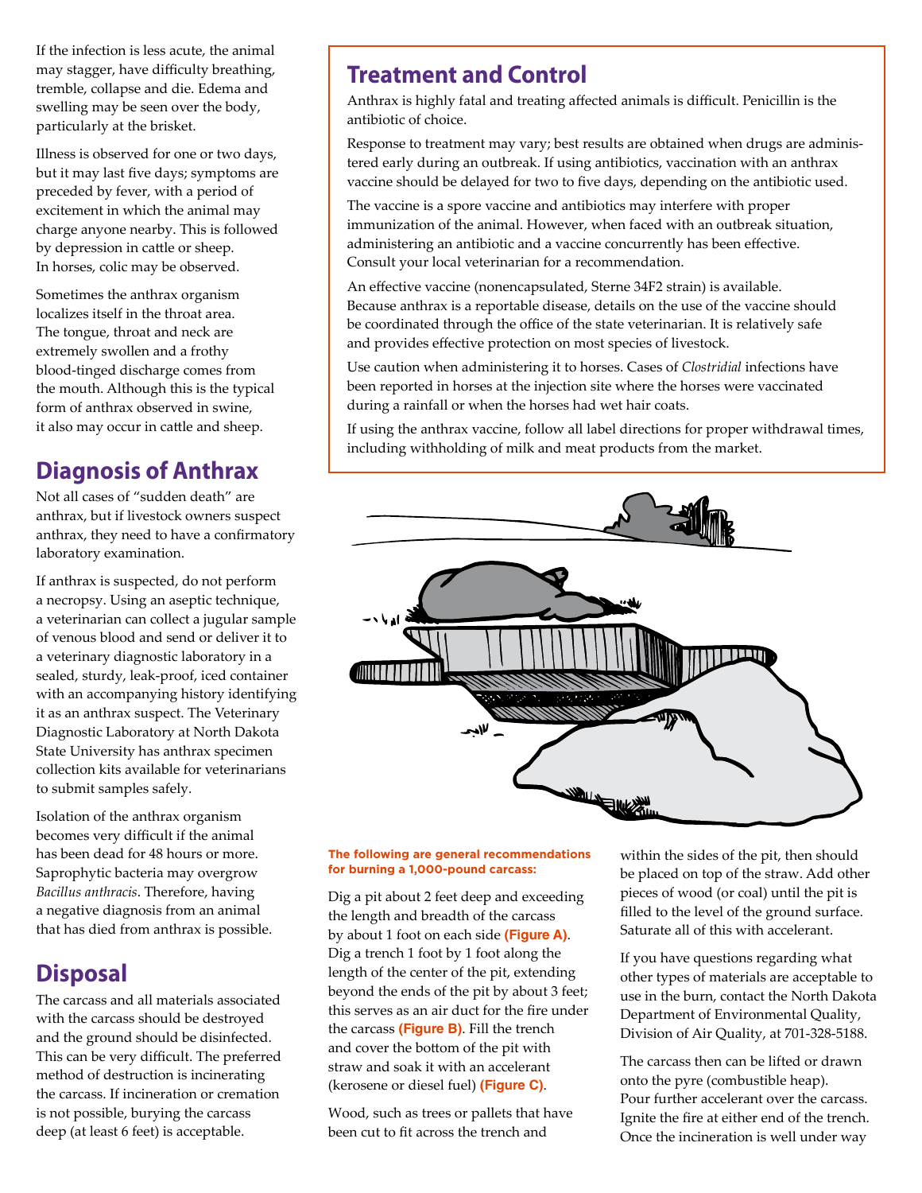If the infection is less acute, the animal may stagger, have difficulty breathing, tremble, collapse and die. Edema and swelling may be seen over the body, particularly at the brisket.

Illness is observed for one or two days, but it may last five days; symptoms are preceded by fever, with a period of excitement in which the animal may charge anyone nearby. This is followed by depression in cattle or sheep. In horses, colic may be observed.

Sometimes the anthrax organism localizes itself in the throat area. The tongue, throat and neck are extremely swollen and a frothy blood-tinged discharge comes from the mouth. Although this is the typical form of anthrax observed in swine, it also may occur in cattle and sheep.

## Diagnosis of Anthrax

Not all cases of "sudden death" are anthrax, but if livestock owners suspect anthrax, they need to have a confirmatory laboratory examination.

If anthrax is suspected, do not perform a necropsy. Using an aseptic technique, a veterinarian can collect a jugular sample of venous blood and send or deliver it to a veterinary diagnostic laboratory in a sealed, sturdy, leak-proof, iced container with an accompanying history identifying it as an anthrax suspect. The Veterinary Diagnostic Laboratory at North Dakota State University has anthrax specimen collection kits available for veterinarians to submit samples safely.

Isolation of the anthrax organism becomes very difficult if the animal has been dead for 48 hours or more. Saprophytic bacteria may overgrow *Bacillus anthracis*. Therefore, having a negative diagnosis from an animal that has died from anthrax is possible.

## Disposal

The carcass and all materials associated with the carcass should be destroyed and the ground should be disinfected. This can be very difficult. The preferred method of destruction is incinerating the carcass. If incineration or cremation is not possible, burying the carcass deep (at least 6 feet) is acceptable.

## Treatment and Control

Anthrax is highly fatal and treating affected animals is difficult. Penicillin is the antibiotic of choice.

Response to treatment may vary; best results are obtained when drugs are administered early during an outbreak. If using antibiotics, vaccination with an anthrax vaccine should be delayed for two to five days, depending on the antibiotic used.

The vaccine is a spore vaccine and antibiotics may interfere with proper immunization of the animal. However, when faced with an outbreak situation, administering an antibiotic and a vaccine concurrently has been effective. Consult your local veterinarian for a recommendation.

An effective vaccine (nonencapsulated, Sterne 34F2 strain) is available. Because anthrax is a reportable disease, details on the use of the vaccine should be coordinated through the office of the state veterinarian. It is relatively safe and provides effective protection on most species of livestock.

Use caution when administering it to horses. Cases of *Clostridial* infections have been reported in horses at the injection site where the horses were vaccinated during a rainfall or when the horses had wet hair coats.

If using the anthrax vaccine, follow all label directions for proper withdrawal times, including withholding of milk and meat products from the market.

**The following are general recommendations for burning a 1,000-pound carcass:**

Dig a pit about 2 feet deep and exceeding the length and breadth of the carcass by about 1 foot on each side **(Figure A)**. Dig a trench 1 foot by 1 foot along the length of the center of the pit, extending beyond the ends of the pit by about 3 feet; this serves as an air duct for the fire under the carcass **(Figure B)**. Fill the trench and cover the bottom of the pit with straw and soak it with an accelerant (kerosene or diesel fuel) **(Figure C)**.

Wood, such as trees or pallets that have been cut to fit across the trench and within the sides of the pit, then should be placed on top of the straw. Add other pieces of wood (or coal) until the pit is filled to the level of the ground surface. Saturate all of this with accelerant.

If you have questions regarding what other types of materials are acceptable to use in the burn, contact the North Dakota Department of Environmental Quality, Division of Air Quality, at 701-328-5188.

The carcass then can be lifted or drawn onto the pyre (combustible heap). Pour further accelerant over the carcass. Ignite the fire at either end of the trench. Once the incineration is well under way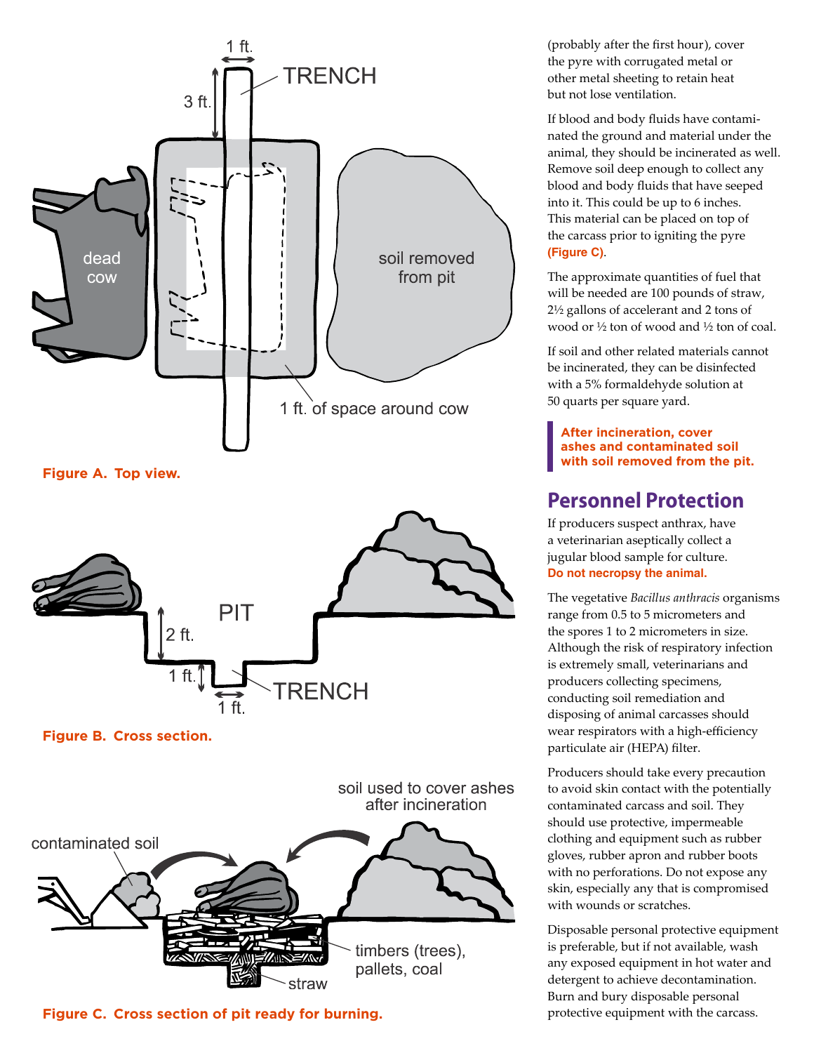**Figure A. Top view.**

**Figure B. Cross section.**

**Figure C. Cross section of pit ready for burning.**

(probably after the first hour), cover the pyre with corrugated metal or other metal sheeting to retain heat but not lose ventilation.

If blood and body fluids have contaminated the ground and material under the animal, they should be incinerated as well. Remove soil deep enough to collect any blood and body fluids that have seeped into it. This could be up to 6 inches. This material can be placed on top of the carcass prior to igniting the pyre **(Figure C)**.

The approximate quantities of fuel that will be needed are 100 pounds of straw, 2½ gallons of accelerant and 2 tons of wood or ½ ton of wood and ½ ton of coal.

If soil and other related materials cannot be incinerated, they can be disinfected with a 5% formaldehyde solution at 50 quarts per square yard.

**After incineration, cover ashes and contaminated soil with soil removed from the pit.**

## Personnel Protection

If producers suspect anthrax, have a veterinarian aseptically collect a jugular blood sample for culture. **Do not necropsy the animal.**

The vegetative *Bacillus anthracis* organisms range from 0.5 to 5 micrometers and the spores 1 to 2 micrometers in size. Although the risk of respiratory infection is extremely small, veterinarians and producers collecting specimens, conducting soil remediation and disposing of animal carcasses should wear respirators with a high-efficiency particulate air (HEPA) filter.

Producers should take every precaution to avoid skin contact with the potentially contaminated carcass and soil. They should use protective, impermeable clothing and equipment such as rubber gloves, rubber apron and rubber boots with no perforations. Do not expose any skin, especially any that is compromised with wounds or scratches.

Disposable personal protective equipment is preferable, but if not available, wash any exposed equipment in hot water and detergent to achieve decontamination. Burn and bury disposable personal protective equipment with the carcass.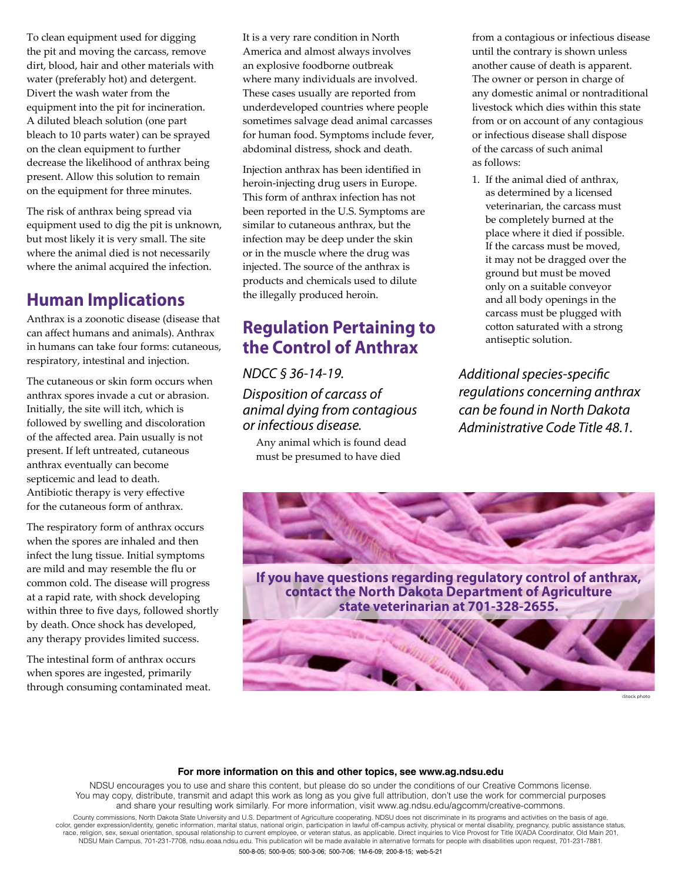To clean equipment used for digging the pit and moving the carcass, remove dirt, blood, hair and other materials with water (preferably hot) and detergent. Divert the wash water from the equipment into the pit for incineration. A diluted bleach solution (one part bleach to 10 parts water) can be sprayed on the clean equipment to further decrease the likelihood of anthrax being present. Allow this solution to remain on the equipment for three minutes.

The risk of anthrax being spread via equipment used to dig the pit is unknown, but most likely it is very small. The site where the animal died is not necessarily where the animal acquired the infection.

## Human Implications

Anthrax is a zoonotic disease (disease that can affect humans and animals). Anthrax in humans can take four forms: cutaneous, respiratory, intestinal and injection.

The cutaneous or skin form occurs when anthrax spores invade a cut or abrasion. Initially, the site will itch, which is followed by swelling and discoloration of the affected area. Pain usually is not present. If left untreated, cutaneous anthrax eventually can become septicemic and lead to death. Antibiotic therapy is very effective for the cutaneous form of anthrax.

The respiratory form of anthrax occurs when the spores are inhaled and then infect the lung tissue. Initial symptoms are mild and may resemble the flu or common cold. The disease will progress at a rapid rate, with shock developing within three to five days, followed shortly by death. Once shock has developed, any therapy provides limited success.

The intestinal form of anthrax occurs when spores are ingested, primarily through consuming contaminated meat. It is a very rare condition in North America and almost always involves an explosive foodborne outbreak where many individuals are involved. These cases usually are reported from underdeveloped countries where people sometimes salvage dead animal carcasses for human food. Symptoms include fever, abdominal distress, shock and death.

Injection anthrax has been identified in heroin-injecting drug users in Europe. This form of anthrax infection has not been reported in the U.S. Symptoms are similar to cutaneous anthrax, but the infection may be deep under the skin or in the muscle where the drug was injected. The source of the anthrax is products and chemicals used to dilute the illegally produced heroin.

## Regulation Pertaining to the Control of Anthrax

*NDCC § 36-14-19.*

*Disposition of carcass of animal dying from contagious or infectious disease.*

Any animal which is found dead must be presumed to have died from a contagious or infectious disease until the contrary is shown unless another cause of death is apparent. The owner or person in charge of any domestic animal or nontraditional livestock which dies within this state from or on account of any contagious or infectious disease shall dispose of the carcass of such animal as follows:

1. If the animal died of anthrax, as determined by a licensed veterinarian, the carcass must be completely burned at the place where it died if possible. If the carcass must be moved, it may not be dragged over the ground but must be moved only on a suitable conveyor and all body openings in the carcass must be plugged with cotton saturated with a strong antiseptic solution.

*Additional species-specific regulations concerning anthrax can be found in North Dakota Administrative Code Title 48.1.*

**If you have questions regarding regulatory control of anthrax, contact the North Dakota Department of Agriculture state veterinarian at 701-328-2655.**

iStock photo

**For more information on this and other topics, see www.ag.ndsu.edu**

NDSU encourages you to use and share this content, but please do so under the conditions of our Creative Commons license. You may copy, distribute, transmit and adapt this work as long as you give full attribution, don't use the work for commercial purposes and share your resulting work similarly. For more information, visit www.ag.ndsu.edu/agcomm/creative-commons.

County commissions, North Dakota State University and U.S. Department of Agriculture cooperating. NDSU does not discriminate in its programs and activities on the basis of age, color, gender expression/identity, genetic information, marital status, national origin, participation in lawful off-campus activity, physical or mental disability, pregnancy, public assistance status, race, religion, sex, sexual orientation, spousal relationship to current employee, or veteran status, as applicable. Direct inquiries to Vice Provost for Title IX/ADA Coordinator, Old Main 201, NDSU Main Campus, 701-231-7708, ndsu.eoaa.ndsu.edu. This publication will be made available in alternative formats for people with disabilities upon request, 701-231-7881.

500-8-05; 500-9-05; 500-3-06; 500-7-06; 1M-6-09; 200-8-15; web-5-21